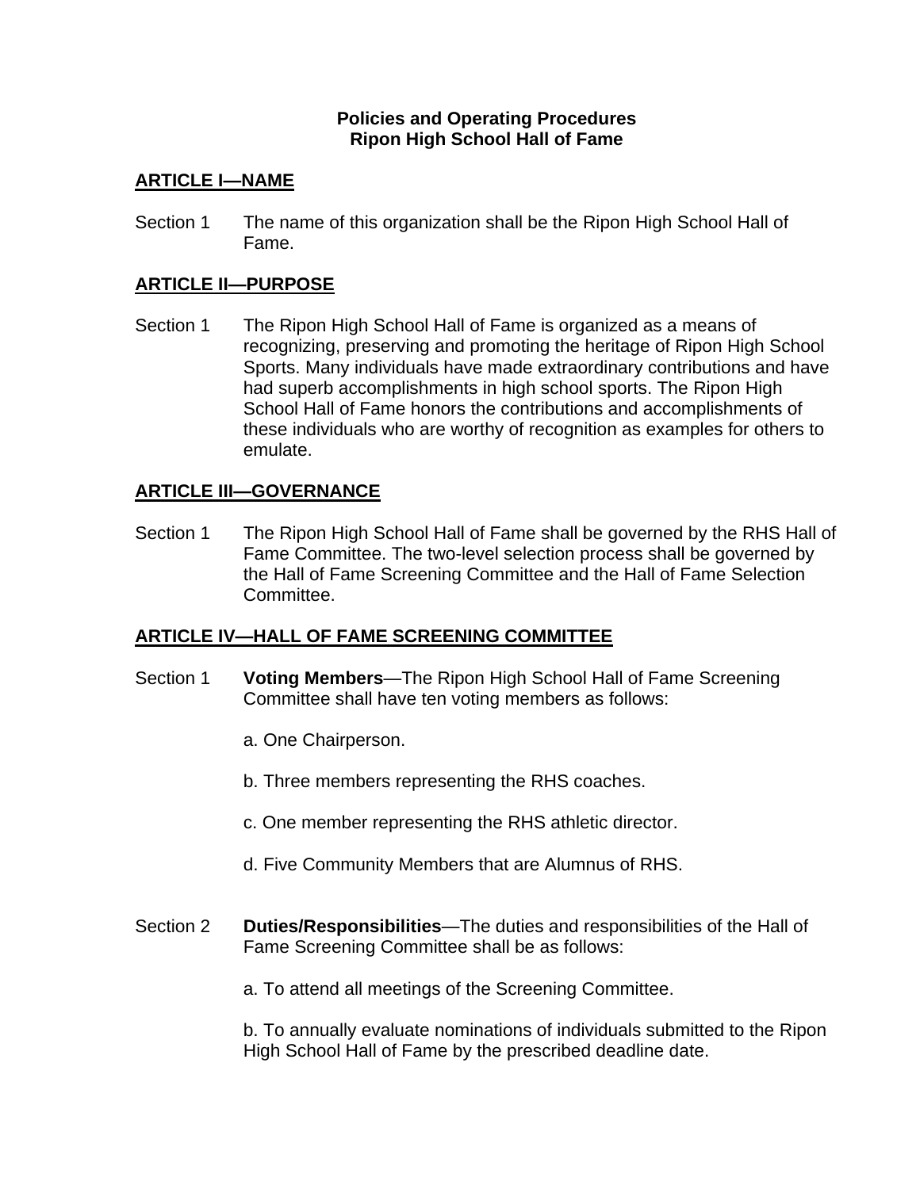**Policies and Operating Procedures**
**Ripon High School Hall of Fame**

## ARTICLE I—NAME

Section 1 The name of this organization shall be the Ripon High School Hall of Fame.

## ARTICLE II—PURPOSE

Section 1 The Ripon High School Hall of Fame is organized as a means of recognizing, preserving and promoting the heritage of Ripon High School Sports. Many individuals have made extraordinary contributions and have had superb accomplishments in high school sports. The Ripon High School Hall of Fame honors the contributions and accomplishments of these individuals who are worthy of recognition as examples for others to emulate.

## ARTICLE III—GOVERNANCE

Section 1 The Ripon High School Hall of Fame shall be governed by the RHS Hall of Fame Committee. The two-level selection process shall be governed by the Hall of Fame Screening Committee and the Hall of Fame Selection Committee.

## ARTICLE IV—HALL OF FAME SCREENING COMMITTEE

Section 1 **Voting Members**—The Ripon High School Hall of Fame Screening Committee shall have ten voting members as follows:

a. One Chairperson.

b. Three members representing the RHS coaches.

c. One member representing the RHS athletic director.

d. Five Community Members that are Alumnus of RHS.

Section 2 **Duties/Responsibilities**—The duties and responsibilities of the Hall of Fame Screening Committee shall be as follows:

a. To attend all meetings of the Screening Committee.

b. To annually evaluate nominations of individuals submitted to the Ripon High School Hall of Fame by the prescribed deadline date.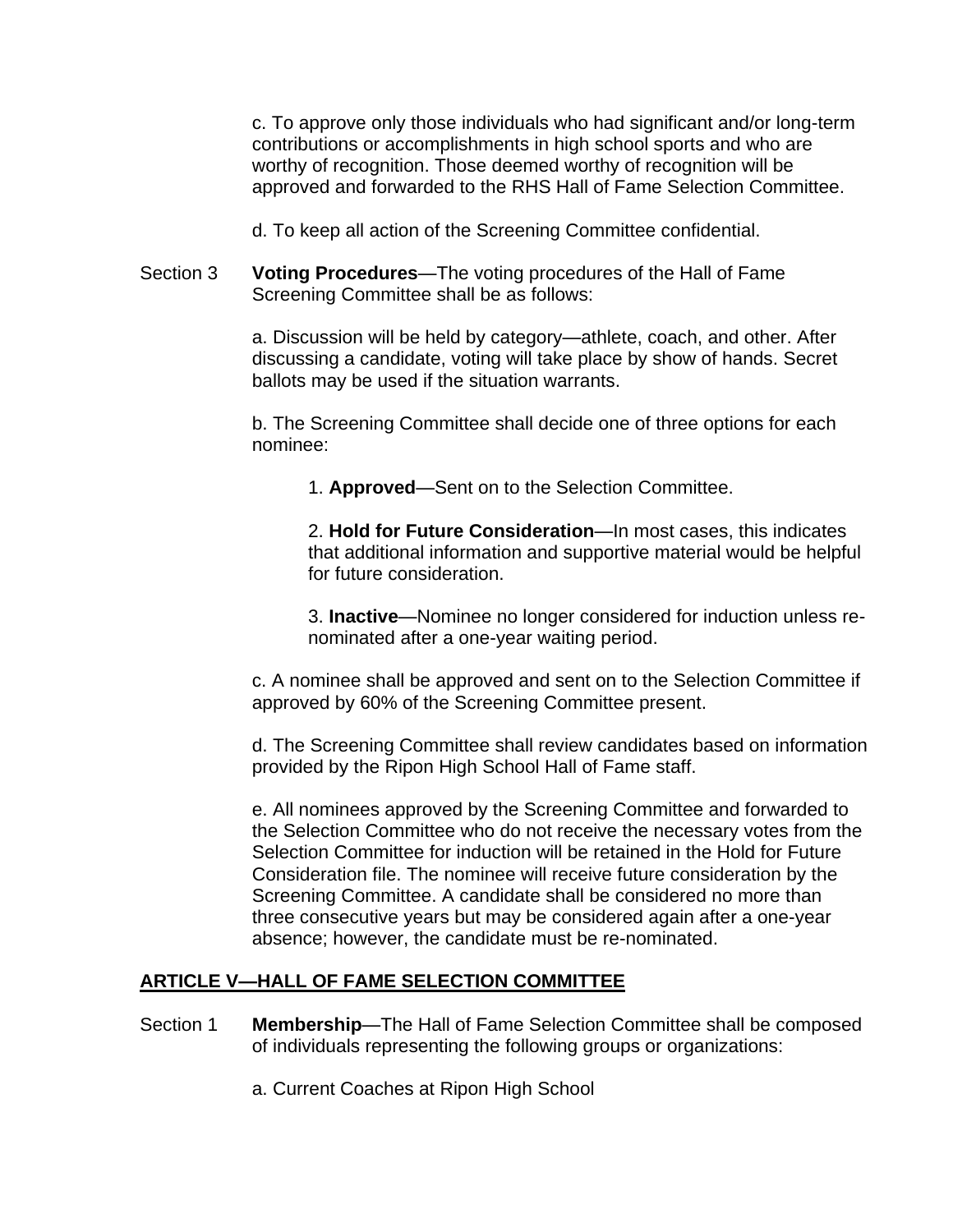c. To approve only those individuals who had significant and/or long-term contributions or accomplishments in high school sports and who are worthy of recognition. Those deemed worthy of recognition will be approved and forwarded to the RHS Hall of Fame Selection Committee.

d. To keep all action of the Screening Committee confidential.

Section 3 **Voting Procedures**—The voting procedures of the Hall of Fame Screening Committee shall be as follows:

a. Discussion will be held by category—athlete, coach, and other. After discussing a candidate, voting will take place by show of hands. Secret ballots may be used if the situation warrants.

b. The Screening Committee shall decide one of three options for each nominee:

1. **Approved**—Sent on to the Selection Committee.

2. **Hold for Future Consideration**—In most cases, this indicates that additional information and supportive material would be helpful for future consideration.

3. **Inactive**—Nominee no longer considered for induction unless re-nominated after a one-year waiting period.

c. A nominee shall be approved and sent on to the Selection Committee if approved by 60% of the Screening Committee present.

d. The Screening Committee shall review candidates based on information provided by the Ripon High School Hall of Fame staff.

e. All nominees approved by the Screening Committee and forwarded to the Selection Committee who do not receive the necessary votes from the Selection Committee for induction will be retained in the Hold for Future Consideration file. The nominee will receive future consideration by the Screening Committee. A candidate shall be considered no more than three consecutive years but may be considered again after a one-year absence; however, the candidate must be re-nominated.

## ARTICLE V—HALL OF FAME SELECTION COMMITTEE

Section 1 **Membership**—The Hall of Fame Selection Committee shall be composed of individuals representing the following groups or organizations:

a. Current Coaches at Ripon High School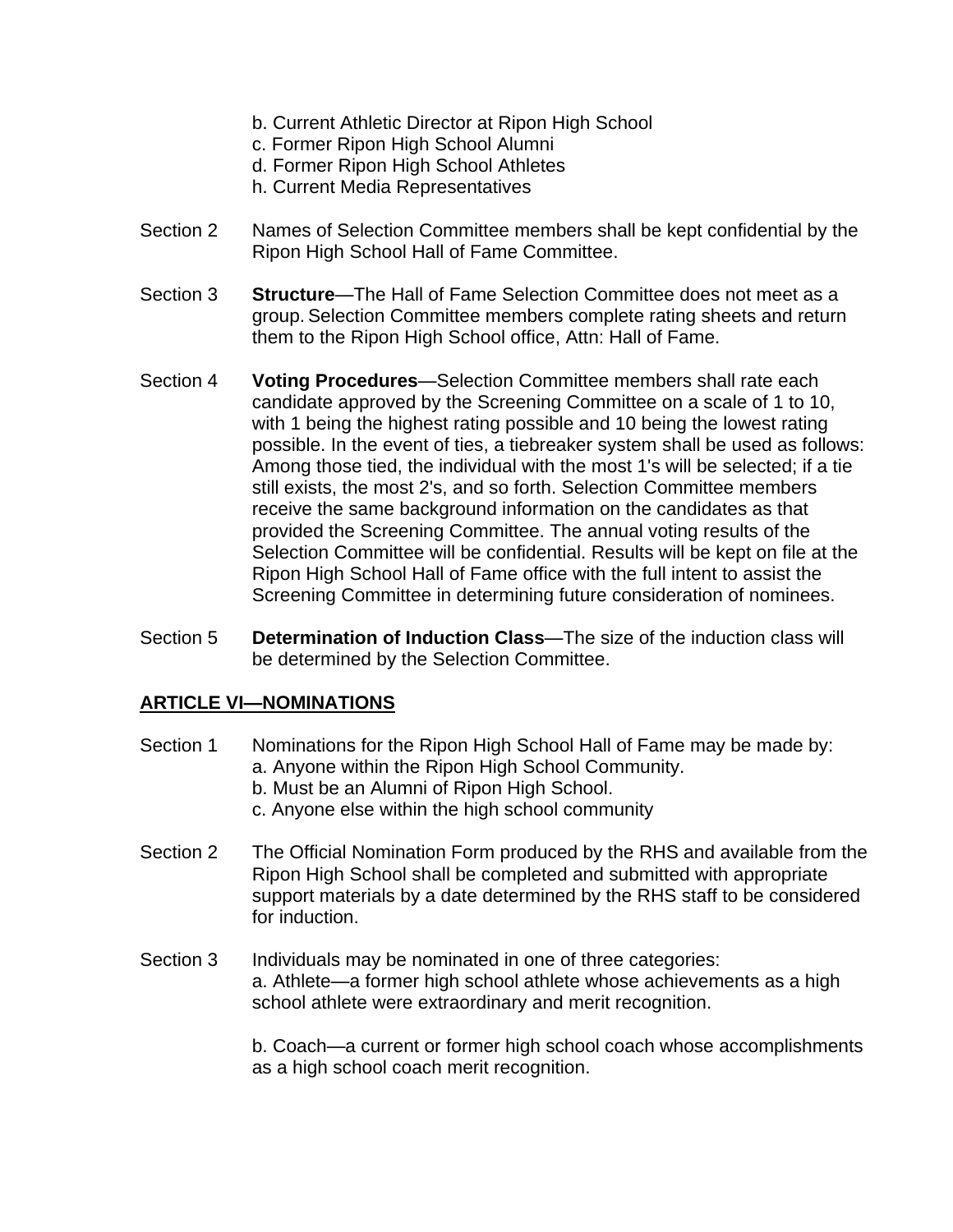b. Current Athletic Director at Ripon High School
c. Former Ripon High School Alumni
d. Former Ripon High School Athletes
h. Current Media Representatives

Section 2 Names of Selection Committee members shall be kept confidential by the Ripon High School Hall of Fame Committee.

Section 3 **Structure**—The Hall of Fame Selection Committee does not meet as a group. Selection Committee members complete rating sheets and return them to the Ripon High School office, Attn: Hall of Fame.

Section 4 **Voting Procedures**—Selection Committee members shall rate each candidate approved by the Screening Committee on a scale of 1 to 10, with 1 being the highest rating possible and 10 being the lowest rating possible. In the event of ties, a tiebreaker system shall be used as follows: Among those tied, the individual with the most 1's will be selected; if a tie still exists, the most 2's, and so forth. Selection Committee members receive the same background information on the candidates as that provided the Screening Committee. The annual voting results of the Selection Committee will be confidential. Results will be kept on file at the Ripon High School Hall of Fame office with the full intent to assist the Screening Committee in determining future consideration of nominees.

Section 5 **Determination of Induction Class**—The size of the induction class will be determined by the Selection Committee.

## ARTICLE VI—NOMINATIONS

Section 1 Nominations for the Ripon High School Hall of Fame may be made by:
a. Anyone within the Ripon High School Community.
b. Must be an Alumni of Ripon High School.
c. Anyone else within the high school community

Section 2 The Official Nomination Form produced by the RHS and available from the Ripon High School shall be completed and submitted with appropriate support materials by a date determined by the RHS staff to be considered for induction.

Section 3 Individuals may be nominated in one of three categories:
a. Athlete—a former high school athlete whose achievements as a high school athlete were extraordinary and merit recognition.

b. Coach—a current or former high school coach whose accomplishments as a high school coach merit recognition.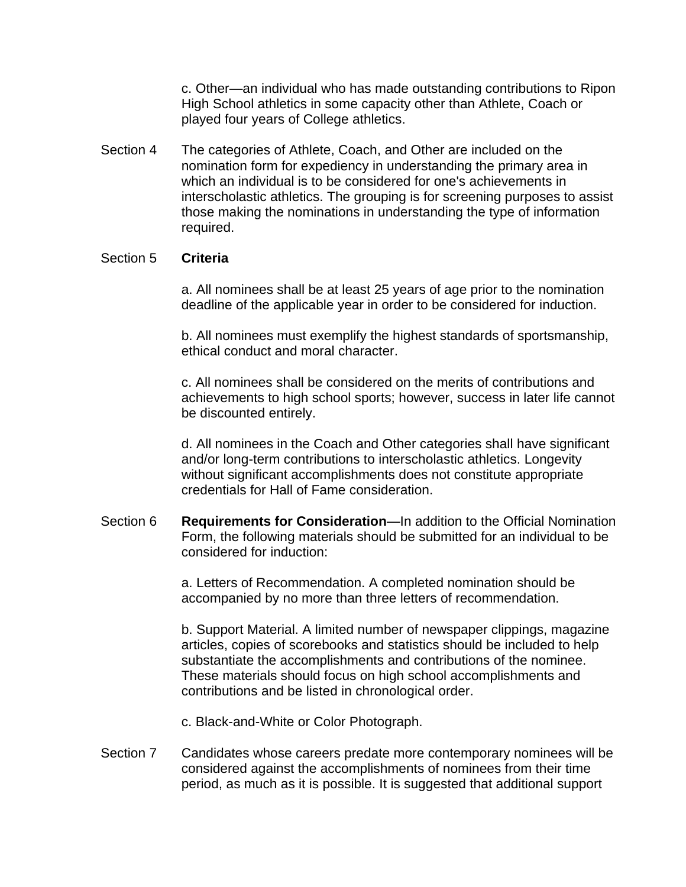c. Other—an individual who has made outstanding contributions to Ripon High School athletics in some capacity other than Athlete, Coach or played four years of College athletics.

Section 4 The categories of Athlete, Coach, and Other are included on the nomination form for expediency in understanding the primary area in which an individual is to be considered for one's achievements in interscholastic athletics. The grouping is for screening purposes to assist those making the nominations in understanding the type of information required.

Section 5 **Criteria**

a. All nominees shall be at least 25 years of age prior to the nomination deadline of the applicable year in order to be considered for induction.

b. All nominees must exemplify the highest standards of sportsmanship, ethical conduct and moral character.

c. All nominees shall be considered on the merits of contributions and achievements to high school sports; however, success in later life cannot be discounted entirely.

d. All nominees in the Coach and Other categories shall have significant and/or long-term contributions to interscholastic athletics. Longevity without significant accomplishments does not constitute appropriate credentials for Hall of Fame consideration.

Section 6 **Requirements for Consideration**—In addition to the Official Nomination Form, the following materials should be submitted for an individual to be considered for induction:

a. Letters of Recommendation. A completed nomination should be accompanied by no more than three letters of recommendation.

b. Support Material. A limited number of newspaper clippings, magazine articles, copies of scorebooks and statistics should be included to help substantiate the accomplishments and contributions of the nominee. These materials should focus on high school accomplishments and contributions and be listed in chronological order.

c. Black-and-White or Color Photograph.

Section 7 Candidates whose careers predate more contemporary nominees will be considered against the accomplishments of nominees from their time period, as much as it is possible. It is suggested that additional support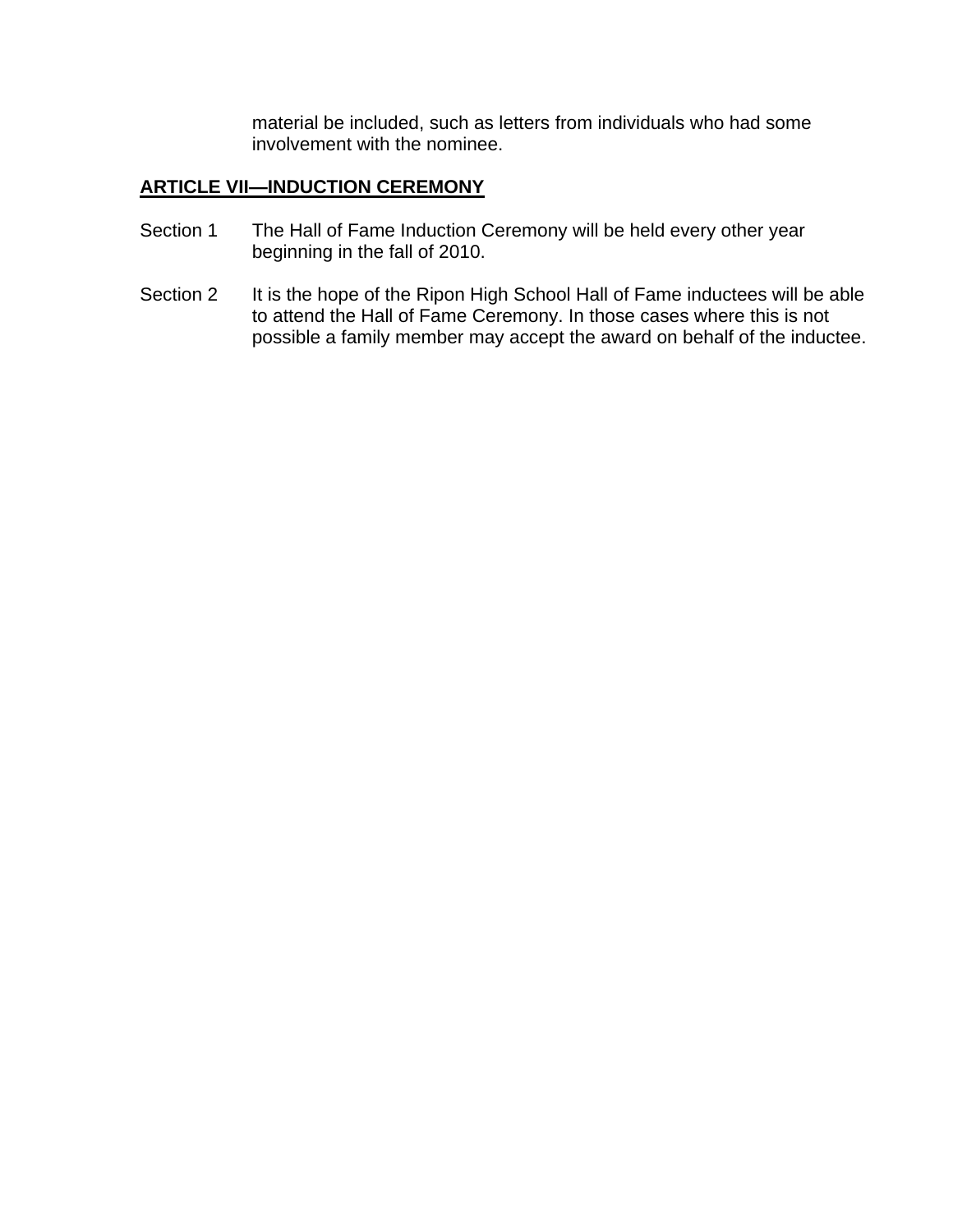material be included, such as letters from individuals who had some involvement with the nominee.

## ARTICLE VII—INDUCTION CEREMONY

Section 1 The Hall of Fame Induction Ceremony will be held every other year beginning in the fall of 2010.

Section 2 It is the hope of the Ripon High School Hall of Fame inductees will be able to attend the Hall of Fame Ceremony. In those cases where this is not possible a family member may accept the award on behalf of the inductee.